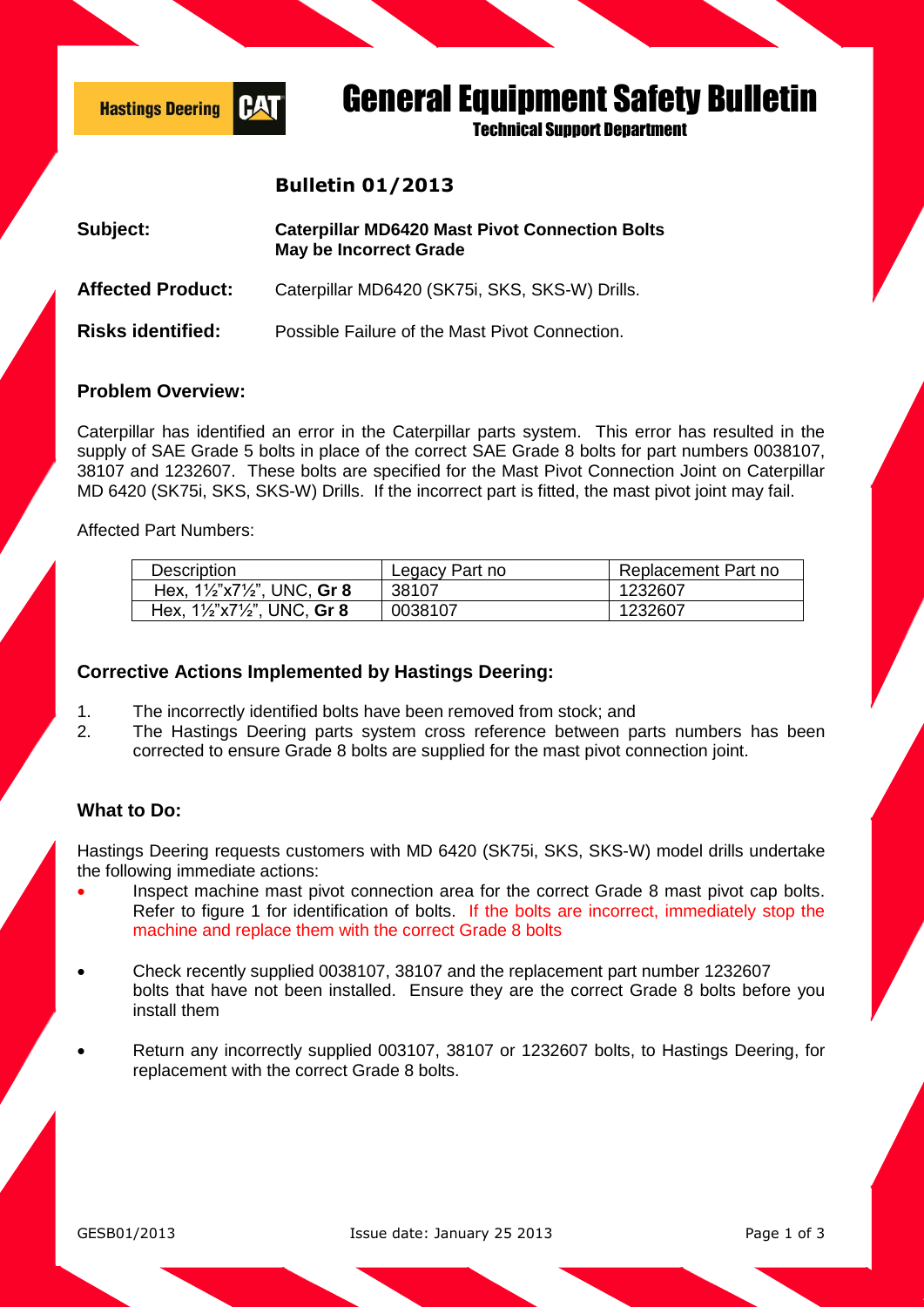Hastings Deering CAT

# General Equipment Safety Bulletin

Technical Support Department

## Bulletin 01/2013

**Subject:** **Caterpillar MD6420 Mast Pivot Connection Bolts May be Incorrect Grade**

**Affected Product:** Caterpillar MD6420 (SK75i, SKS, SKS-W) Drills.

**Risks identified:** Possible Failure of the Mast Pivot Connection.

### Problem Overview:

Caterpillar has identified an error in the Caterpillar parts system. This error has resulted in the supply of SAE Grade 5 bolts in place of the correct SAE Grade 8 bolts for part numbers 0038107, 38107 and 1232607. These bolts are specified for the Mast Pivot Connection Joint on Caterpillar MD 6420 (SK75i, SKS, SKS-W) Drills. If the incorrect part is fitted, the mast pivot joint may fail.

Affected Part Numbers:

| Description | Legacy Part no | Replacement Part no |
|---|---|---|
| Hex, 1½"x7½", UNC, **Gr 8** | 38107 | 1232607 |
| Hex, 1½"x7½", UNC, **Gr 8** | 0038107 | 1232607 |

### Corrective Actions Implemented by Hastings Deering:

1. The incorrectly identified bolts have been removed from stock; and
2. The Hastings Deering parts system cross reference between parts numbers has been corrected to ensure Grade 8 bolts are supplied for the mast pivot connection joint.

### What to Do:

Hastings Deering requests customers with MD 6420 (SK75i, SKS, SKS-W) model drills undertake the following immediate actions:

- Inspect machine mast pivot connection area for the correct Grade 8 mast pivot cap bolts. Refer to figure 1 for identification of bolts. If the bolts are incorrect, immediately stop the machine and replace them with the correct Grade 8 bolts
- Check recently supplied 0038107, 38107 and the replacement part number 1232607 bolts that have not been installed. Ensure they are the correct Grade 8 bolts before you install them
- Return any incorrectly supplied 003107, 38107 or 1232607 bolts, to Hastings Deering, for replacement with the correct Grade 8 bolts.

GESB01/2013 Issue date: January 25 2013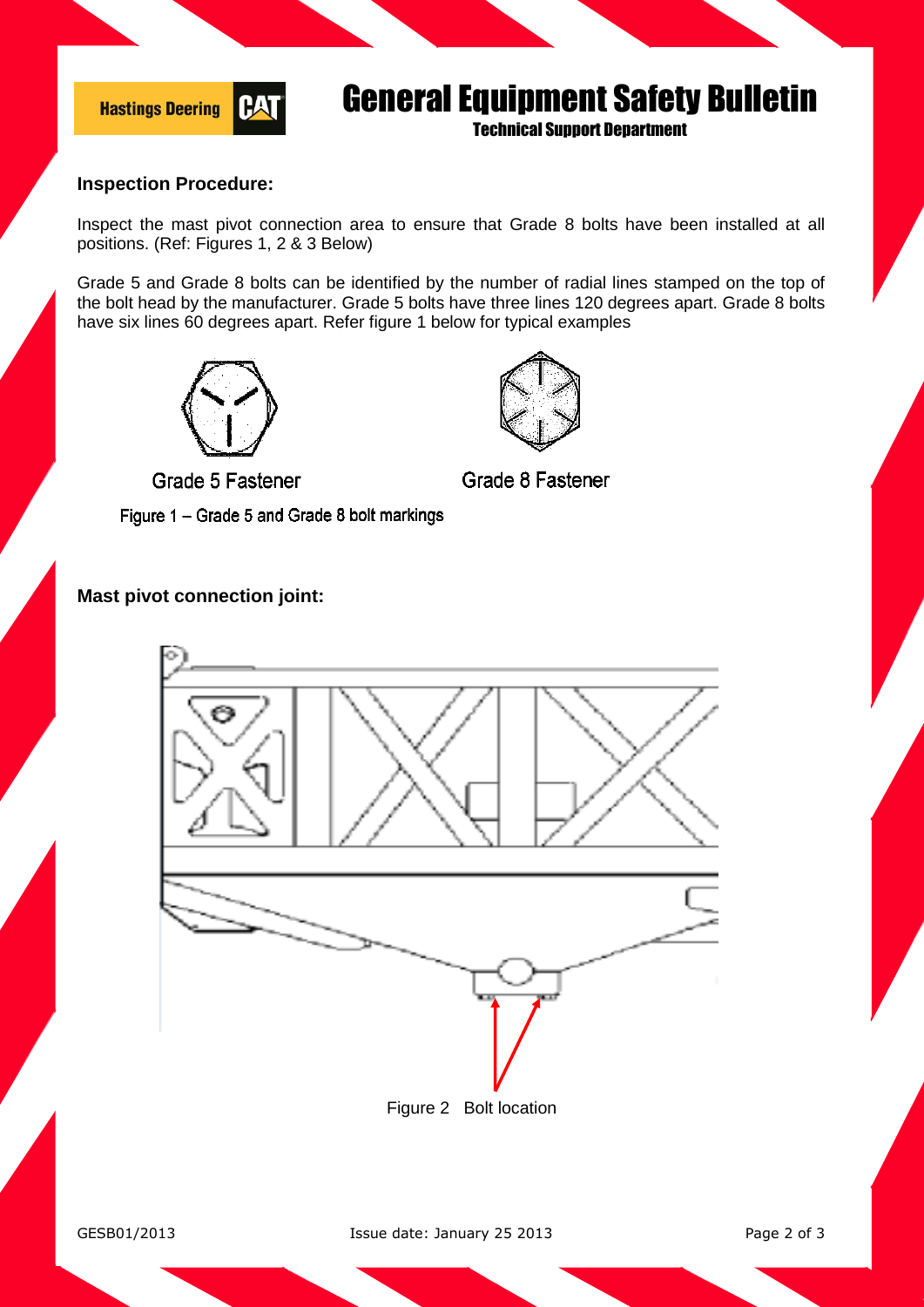### Inspection Procedure:

Inspect the mast pivot connection area to ensure that Grade 8 bolts have been installed at all positions. (Ref: Figures 1, 2 & 3 Below)

Grade 5 and Grade 8 bolts can be identified by the number of radial lines stamped on the top of the bolt head by the manufacturer. Grade 5 bolts have three lines 120 degrees apart. Grade 8 bolts have six lines 60 degrees apart. Refer figure 1 below for typical examples

Grade 5 Fastener

Grade 8 Fastener

Figure 1 – Grade 5 and Grade 8 bolt markings

### Mast pivot connection joint:

Figure 2 Bolt location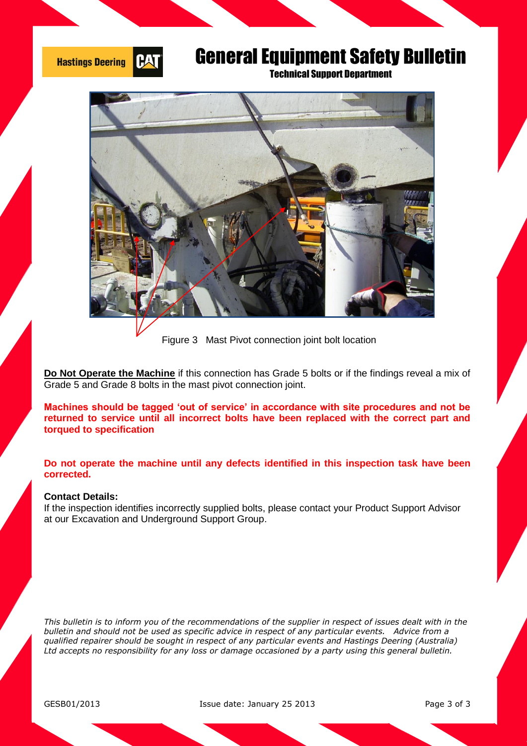Figure 3 Mast Pivot connection joint bolt location

**Do Not Operate the Machine** if this connection has Grade 5 bolts or if the findings reveal a mix of Grade 5 and Grade 8 bolts in the mast pivot connection joint.

**Machines should be tagged 'out of service' in accordance with site procedures and not be returned to service until all incorrect bolts have been replaced with the correct part and torqued to specification**

**Do not operate the machine until any defects identified in this inspection task have been corrected.**

**Contact Details:**

If the inspection identifies incorrectly supplied bolts, please contact your Product Support Advisor at our Excavation and Underground Support Group.

*This bulletin is to inform you of the recommendations of the supplier in respect of issues dealt with in the bulletin and should not be used as specific advice in respect of any particular events. Advice from a qualified repairer should be sought in respect of any particular events and Hastings Deering (Australia) Ltd accepts no responsibility for any loss or damage occasioned by a party using this general bulletin.*

GESB01/2013 Issue date: January 25 2013